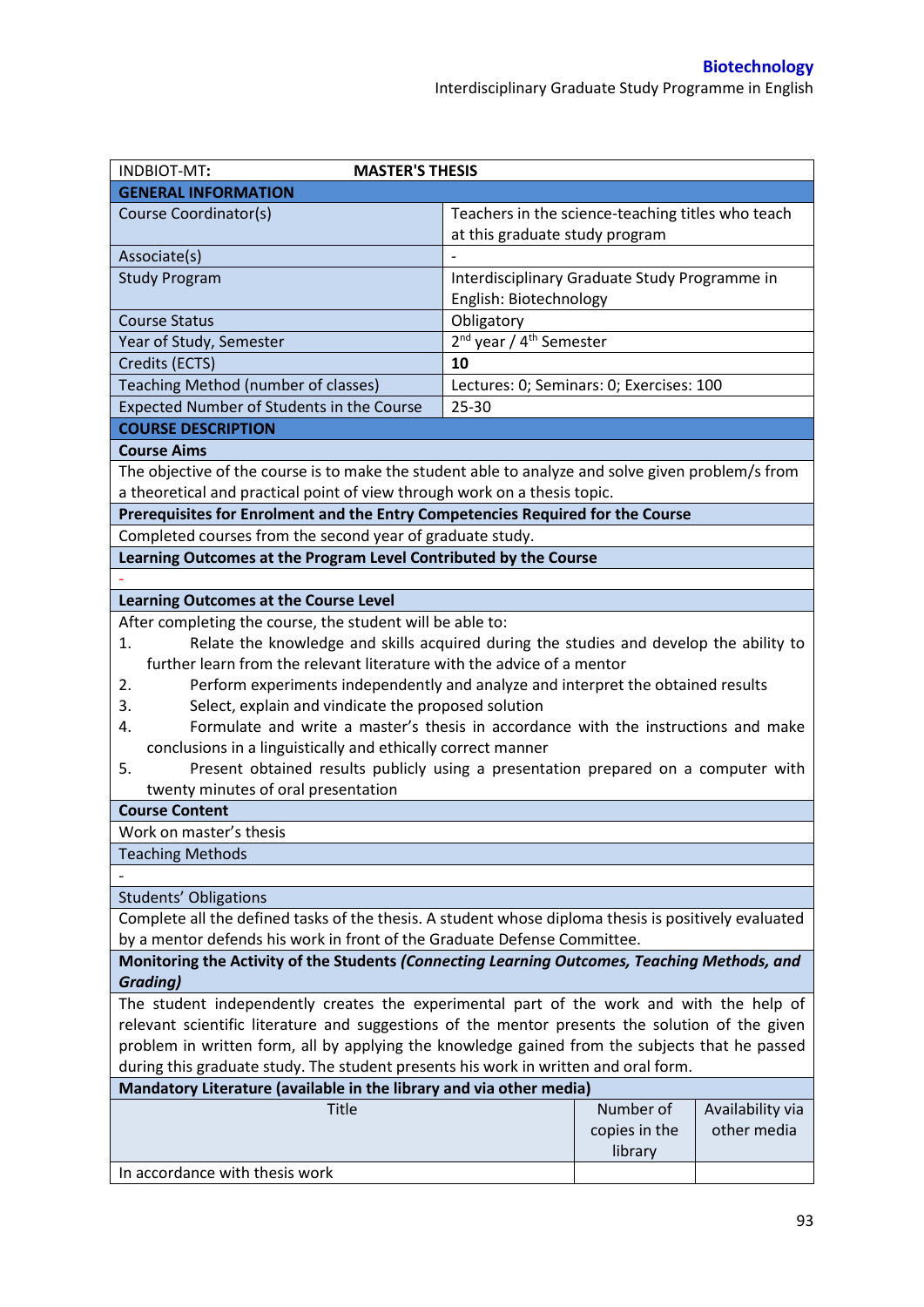**Biotechnology**
Interdisciplinary Graduate Study Programme in English

| INDBIOT-MT: | MASTER'S THESIS |
|---|---|
| **GENERAL INFORMATION** | |
| Course Coordinator(s) | Teachers in the science-teaching titles who teach at this graduate study program |
| Associate(s) | - |
| Study Program | Interdisciplinary Graduate Study Programme in English: Biotechnology |
| Course Status | Obligatory |
| Year of Study, Semester | 2nd year / 4th Semester |
| Credits (ECTS) | **10** |
| Teaching Method (number of classes) | Lectures: 0; Seminars: 0; Exercises: 100 |
| Expected Number of Students in the Course | 25-30 |

**COURSE DESCRIPTION**

**Course Aims**

The objective of the course is to make the student able to analyze and solve given problem/s from a theoretical and practical point of view through work on a thesis topic.

**Prerequisites for Enrolment and the Entry Competencies Required for the Course**

Completed courses from the second year of graduate study.

**Learning Outcomes at the Program Level Contributed by the Course**

-

**Learning Outcomes at the Course Level**

After completing the course, the student will be able to:

1. Relate the knowledge and skills acquired during the studies and develop the ability to further learn from the relevant literature with the advice of a mentor
2. Perform experiments independently and analyze and interpret the obtained results
3. Select, explain and vindicate the proposed solution
4. Formulate and write a master's thesis in accordance with the instructions and make conclusions in a linguistically and ethically correct manner
5. Present obtained results publicly using a presentation prepared on a computer with twenty minutes of oral presentation

**Course Content**

Work on master's thesis

Teaching Methods

-

Students' Obligations

Complete all the defined tasks of the thesis. A student whose diploma thesis is positively evaluated by a mentor defends his work in front of the Graduate Defense Committee.

**Monitoring the Activity of the Students *(Connecting Learning Outcomes, Teaching Methods, and Grading)***

The student independently creates the experimental part of the work and with the help of relevant scientific literature and suggestions of the mentor presents the solution of the given problem in written form, all by applying the knowledge gained from the subjects that he passed during this graduate study. The student presents his work in written and oral form.

**Mandatory Literature (available in the library and via other media)**

| Title | Number of copies in the library | Availability via other media |
|---|---|---|
| In accordance with thesis work | | |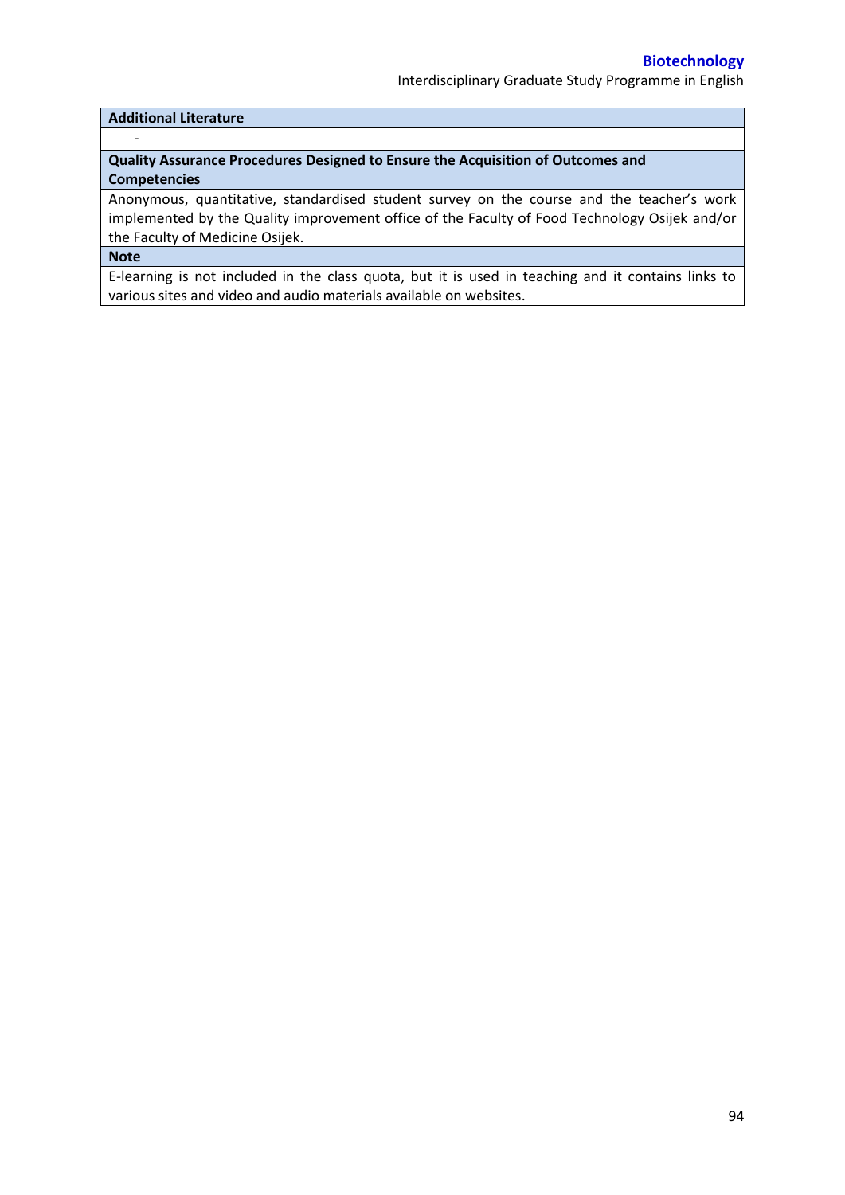| **Additional Literature** |
|---|
| - |
| **Quality Assurance Procedures Designed to Ensure the Acquisition of Outcomes and Competencies** |
| Anonymous, quantitative, standardised student survey on the course and the teacher's work implemented by the Quality improvement office of the Faculty of Food Technology Osijek and/or the Faculty of Medicine Osijek. |
| **Note** |
| E-learning is not included in the class quota, but it is used in teaching and it contains links to various sites and video and audio materials available on websites. |